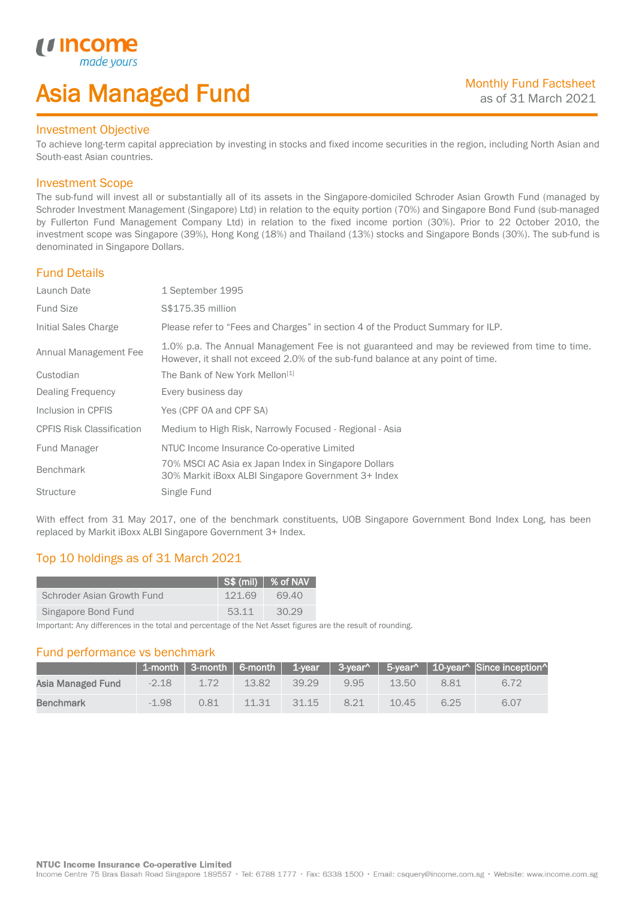# Asia Managed Fund

Monthly Fund Factsheet
as of 31 March 2021

## Investment Objective

To achieve long-term capital appreciation by investing in stocks and fixed income securities in the region, including North Asian and South-east Asian countries.

## Investment Scope

The sub-fund will invest all or substantially all of its assets in the Singapore-domiciled Schroder Asian Growth Fund (managed by Schroder Investment Management (Singapore) Ltd) in relation to the equity portion (70%) and Singapore Bond Fund (sub-managed by Fullerton Fund Management Company Ltd) in relation to the fixed income portion (30%). Prior to 22 October 2010, the investment scope was Singapore (39%), Hong Kong (18%) and Thailand (13%) stocks and Singapore Bonds (30%). The sub-fund is denominated in Singapore Dollars.

## Fund Details

| | |
|---|---|
| Launch Date | 1 September 1995 |
| Fund Size | S$175.35 million |
| Initial Sales Charge | Please refer to "Fees and Charges" in section 4 of the Product Summary for ILP. |
| Annual Management Fee | 1.0% p.a. The Annual Management Fee is not guaranteed and may be reviewed from time to time. However, it shall not exceed 2.0% of the sub-fund balance at any point of time. |
| Custodian | The Bank of New York Mellon[1] |
| Dealing Frequency | Every business day |
| Inclusion in CPFIS | Yes (CPF OA and CPF SA) |
| CPFIS Risk Classification | Medium to High Risk, Narrowly Focused - Regional - Asia |
| Fund Manager | NTUC Income Insurance Co-operative Limited |
| Benchmark | 70% MSCI AC Asia ex Japan Index in Singapore Dollars<br>30% Markit iBoxx ALBI Singapore Government 3+ Index |
| Structure | Single Fund |

With effect from 31 May 2017, one of the benchmark constituents, UOB Singapore Government Bond Index Long, has been replaced by Markit iBoxx ALBI Singapore Government 3+ Index.

## Top 10 holdings as of 31 March 2021

| | S$ (mil) | % of NAV |
|---|---|---|
| Schroder Asian Growth Fund | 121.69 | 69.40 |
| Singapore Bond Fund | 53.11 | 30.29 |

Important: Any differences in the total and percentage of the Net Asset figures are the result of rounding.

## Fund performance vs benchmark

| | 1-month | 3-month | 6-month | 1-year | 3-year^ | 5-year^ | 10-year^ | Since inception^ |
|---|---|---|---|---|---|---|---|---|
| **Asia Managed Fund** | -2.18 | 1.72 | 13.82 | 39.29 | 9.95 | 13.50 | 8.81 | 6.72 |
| **Benchmark** | -1.98 | 0.81 | 11.31 | 31.15 | 8.21 | 10.45 | 6.25 | 6.07 |

**NTUC Income Insurance Co-operative Limited**
Income Centre 75 Bras Basah Road Singapore 189557 · Tel: 6788 1777 · Fax: 6338 1500 · Email: csquery@income.com.sg · Website: www.income.com.sg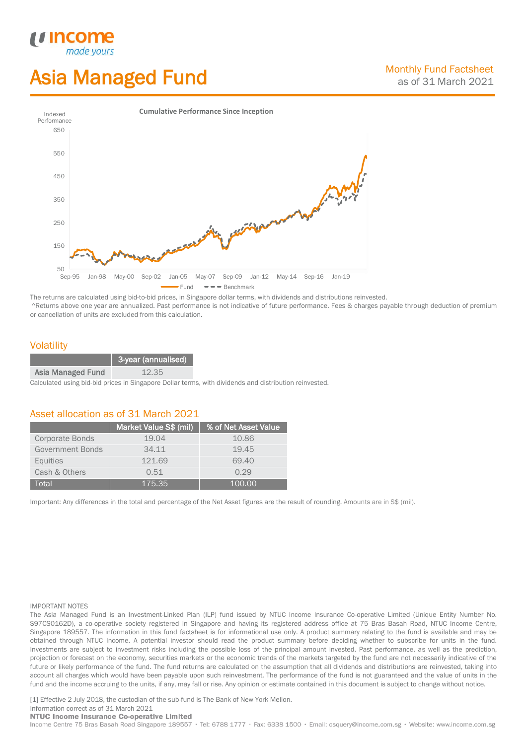# Asia Managed Fund

Monthly Fund Factsheet
as of 31 March 2021

Cumulative Performance Since Inception

Indexed Performance

650
550
450
350
250
150
50

Sep-95 Jan-98 May-00 Sep-02 Jan-05 May-07 Sep-09 Jan-12 May-14 Sep-16 Jan-19

Fund — Benchmark

The returns are calculated using bid-to-bid prices, in Singapore dollar terms, with dividends and distributions reinvested.
^Returns above one year are annualized. Past performance is not indicative of future performance. Fees & charges payable through deduction of premium or cancellation of units are excluded from this calculation.

## Volatility

| | 3-year (annualised) |
|---|---|
| Asia Managed Fund | 12.35 |

Calculated using bid-bid prices in Singapore Dollar terms, with dividends and distribution reinvested.

## Asset allocation as of 31 March 2021

| | Market Value S$ (mil) | % of Net Asset Value |
|---|---|---|
| Corporate Bonds | 19.04 | 10.86 |
| Government Bonds | 34.11 | 19.45 |
| Equities | 121.69 | 69.40 |
| Cash & Others | 0.51 | 0.29 |
| Total | 175.35 | 100.00 |

Important: Any differences in the total and percentage of the Net Asset figures are the result of rounding. Amounts are in S$ (mil).

IMPORTANT NOTES
The Asia Managed Fund is an Investment-Linked Plan (ILP) fund issued by NTUC Income Insurance Co-operative Limited (Unique Entity Number No. S97CS0162D), a co-operative society registered in Singapore and having its registered address office at 75 Bras Basah Road, NTUC Income Centre, Singapore 189557. The information in this fund factsheet is for informational use only. A product summary relating to the fund is available and may be obtained through NTUC Income. A potential investor should read the product summary before deciding whether to subscribe for units in the fund. Investments are subject to investment risks including the possible loss of the principal amount invested. Past performance, as well as the prediction, projection or forecast on the economy, securities markets or the economic trends of the markets targeted by the fund are not necessarily indicative of the future or likely performance of the fund. The fund returns are calculated on the assumption that all dividends and distributions are reinvested, taking into account all charges which would have been payable upon such reinvestment. The performance of the fund is not guaranteed and the value of units in the fund and the income accruing to the units, if any, may fall or rise. Any opinion or estimate contained in this document is subject to change without notice.

[1] Effective 2 July 2018, the custodian of the sub-fund is The Bank of New York Mellon.
Information correct as of 31 March 2021

**NTUC Income Insurance Co-operative Limited**
Income Centre 75 Bras Basah Road Singapore 189557 · Tel: 6788 1777 · Fax: 6338 1500 · Email: csquery@income.com.sg · Website: www.income.com.sg